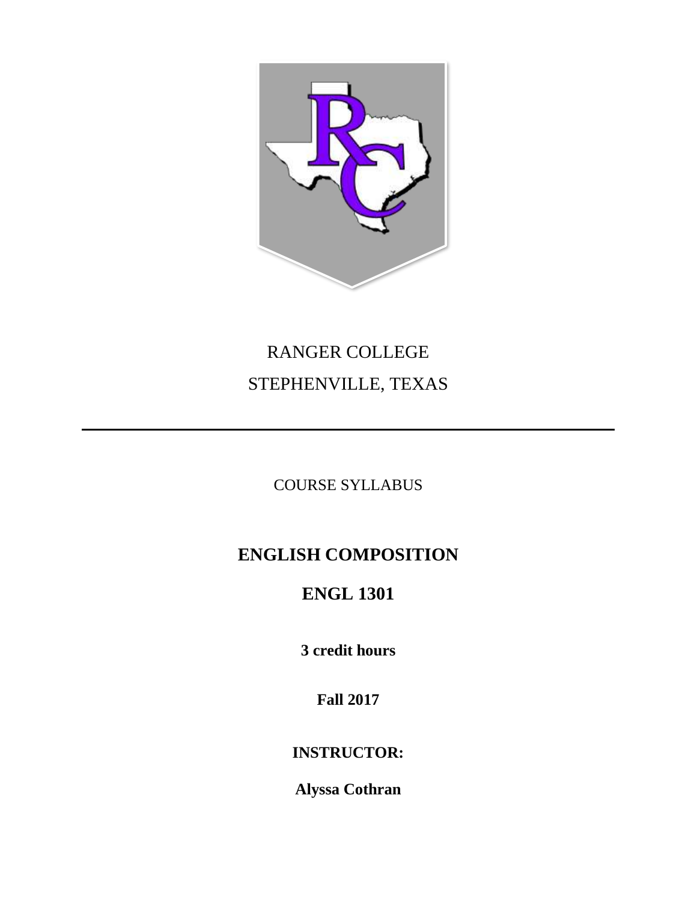RANGER COLLEGE

STEPHENVILLE, TEXAS

---

COURSE SYLLABUS

# ENGLISH COMPOSITION

## ENGL 1301

**3 credit hours**

**Fall 2017**

**INSTRUCTOR:**

**Alyssa Cothran**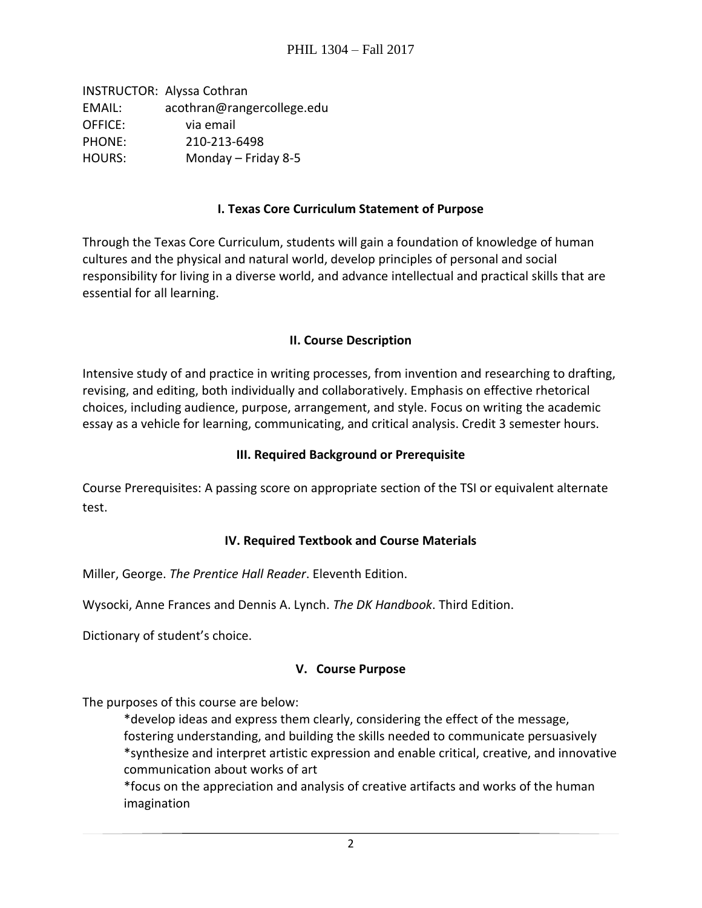INSTRUCTOR: Alyssa Cothran
EMAIL: acothran@rangercollege.edu
OFFICE: via email
PHONE: 210-213-6498
HOURS: Monday – Friday 8-5

## I. Texas Core Curriculum Statement of Purpose

Through the Texas Core Curriculum, students will gain a foundation of knowledge of human cultures and the physical and natural world, develop principles of personal and social responsibility for living in a diverse world, and advance intellectual and practical skills that are essential for all learning.

## II. Course Description

Intensive study of and practice in writing processes, from invention and researching to drafting, revising, and editing, both individually and collaboratively. Emphasis on effective rhetorical choices, including audience, purpose, arrangement, and style. Focus on writing the academic essay as a vehicle for learning, communicating, and critical analysis. Credit 3 semester hours.

## III. Required Background or Prerequisite

Course Prerequisites: A passing score on appropriate section of the TSI or equivalent alternate test.

## IV. Required Textbook and Course Materials

Miller, George. *The Prentice Hall Reader*. Eleventh Edition.

Wysocki, Anne Frances and Dennis A. Lynch. *The DK Handbook*. Third Edition.

Dictionary of student's choice.

## V. Course Purpose

The purposes of this course are below:

*develop ideas and express them clearly, considering the effect of the message, fostering understanding, and building the skills needed to communicate persuasively
*synthesize and interpret artistic expression and enable critical, creative, and innovative communication about works of art
*focus on the appreciation and analysis of creative artifacts and works of the human imagination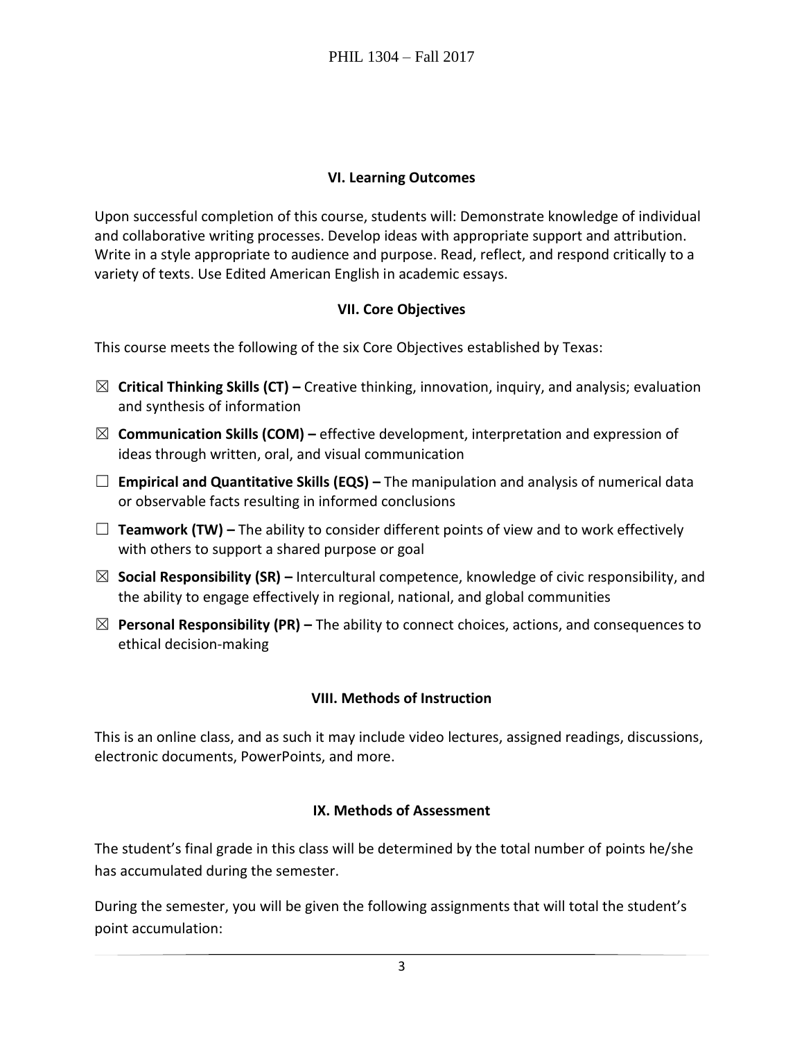### VI. Learning Outcomes

Upon successful completion of this course, students will: Demonstrate knowledge of individual and collaborative writing processes. Develop ideas with appropriate support and attribution. Write in a style appropriate to audience and purpose. Read, reflect, and respond critically to a variety of texts. Use Edited American English in academic essays.

### VII. Core Objectives

This course meets the following of the six Core Objectives established by Texas:

- ☒ **Critical Thinking Skills (CT) –** Creative thinking, innovation, inquiry, and analysis; evaluation and synthesis of information
- ☒ **Communication Skills (COM) –** effective development, interpretation and expression of ideas through written, oral, and visual communication
- ☐ **Empirical and Quantitative Skills (EQS) –** The manipulation and analysis of numerical data or observable facts resulting in informed conclusions
- ☐ **Teamwork (TW) –** The ability to consider different points of view and to work effectively with others to support a shared purpose or goal
- ☒ **Social Responsibility (SR) –** Intercultural competence, knowledge of civic responsibility, and the ability to engage effectively in regional, national, and global communities
- ☒ **Personal Responsibility (PR) –** The ability to connect choices, actions, and consequences to ethical decision-making

### VIII. Methods of Instruction

This is an online class, and as such it may include video lectures, assigned readings, discussions, electronic documents, PowerPoints, and more.

### IX. Methods of Assessment

The student's final grade in this class will be determined by the total number of points he/she has accumulated during the semester.

During the semester, you will be given the following assignments that will total the student's point accumulation: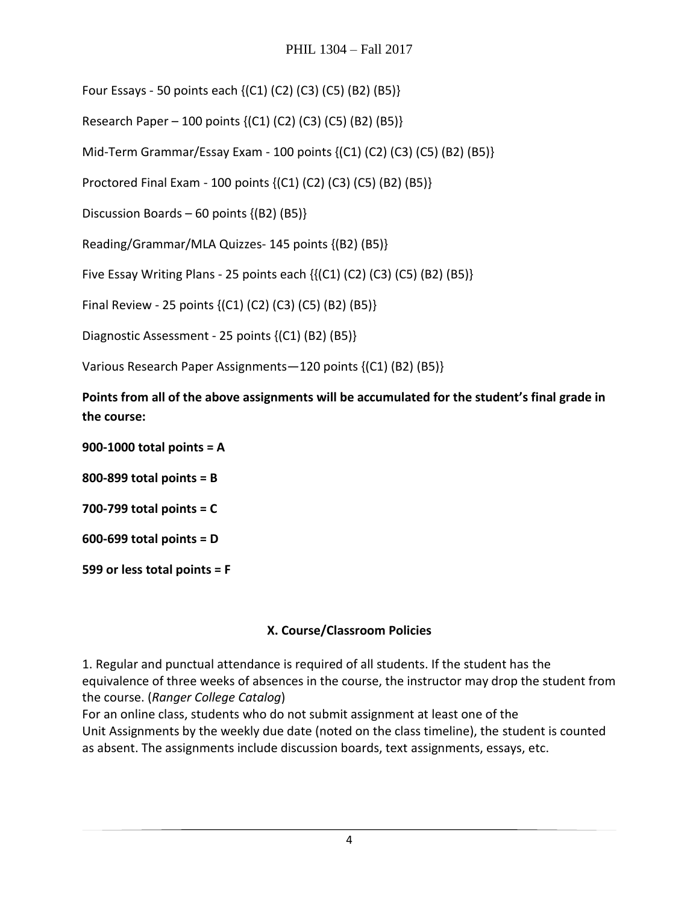Four Essays - 50 points each {(C1) (C2) (C3) (C5) (B2) (B5)}

Research Paper – 100 points {(C1) (C2) (C3) (C5) (B2) (B5)}

Mid-Term Grammar/Essay Exam - 100 points {(C1) (C2) (C3) (C5) (B2) (B5)}

Proctored Final Exam - 100 points {(C1) (C2) (C3) (C5) (B2) (B5)}

Discussion Boards – 60 points {(B2) (B5)}

Reading/Grammar/MLA Quizzes- 145 points {(B2) (B5)}

Five Essay Writing Plans - 25 points each {{(C1) (C2) (C3) (C5) (B2) (B5)}

Final Review - 25 points {(C1) (C2) (C3) (C5) (B2) (B5)}

Diagnostic Assessment - 25 points {(C1) (B2) (B5)}

Various Research Paper Assignments—120 points {(C1) (B2) (B5)}

**Points from all of the above assignments will be accumulated for the student's final grade in the course:**

**900-1000 total points = A**

**800-899 total points = B**

**700-799 total points = C**

**600-699 total points = D**

**599 or less total points = F**

## X. Course/Classroom Policies

1. Regular and punctual attendance is required of all students. If the student has the equivalence of three weeks of absences in the course, the instructor may drop the student from the course. (*Ranger College Catalog*)
For an online class, students who do not submit assignment at least one of the Unit Assignments by the weekly due date (noted on the class timeline), the student is counted as absent. The assignments include discussion boards, text assignments, essays, etc.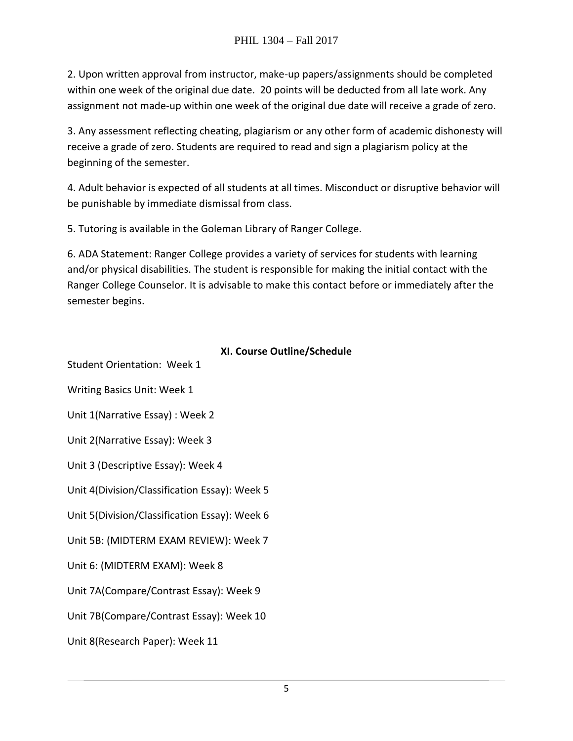2. Upon written approval from instructor, make-up papers/assignments should be completed within one week of the original due date. 20 points will be deducted from all late work. Any assignment not made-up within one week of the original due date will receive a grade of zero.

3. Any assessment reflecting cheating, plagiarism or any other form of academic dishonesty will receive a grade of zero. Students are required to read and sign a plagiarism policy at the beginning of the semester.

4. Adult behavior is expected of all students at all times. Misconduct or disruptive behavior will be punishable by immediate dismissal from class.

5. Tutoring is available in the Goleman Library of Ranger College.

6. ADA Statement: Ranger College provides a variety of services for students with learning and/or physical disabilities. The student is responsible for making the initial contact with the Ranger College Counselor. It is advisable to make this contact before or immediately after the semester begins.

## XI. Course Outline/Schedule

Student Orientation: Week 1

Writing Basics Unit: Week 1

Unit 1(Narrative Essay) : Week 2

Unit 2(Narrative Essay): Week 3

Unit 3 (Descriptive Essay): Week 4

Unit 4(Division/Classification Essay): Week 5

Unit 5(Division/Classification Essay): Week 6

Unit 5B: (MIDTERM EXAM REVIEW): Week 7

Unit 6: (MIDTERM EXAM): Week 8

Unit 7A(Compare/Contrast Essay): Week 9

Unit 7B(Compare/Contrast Essay): Week 10

Unit 8(Research Paper): Week 11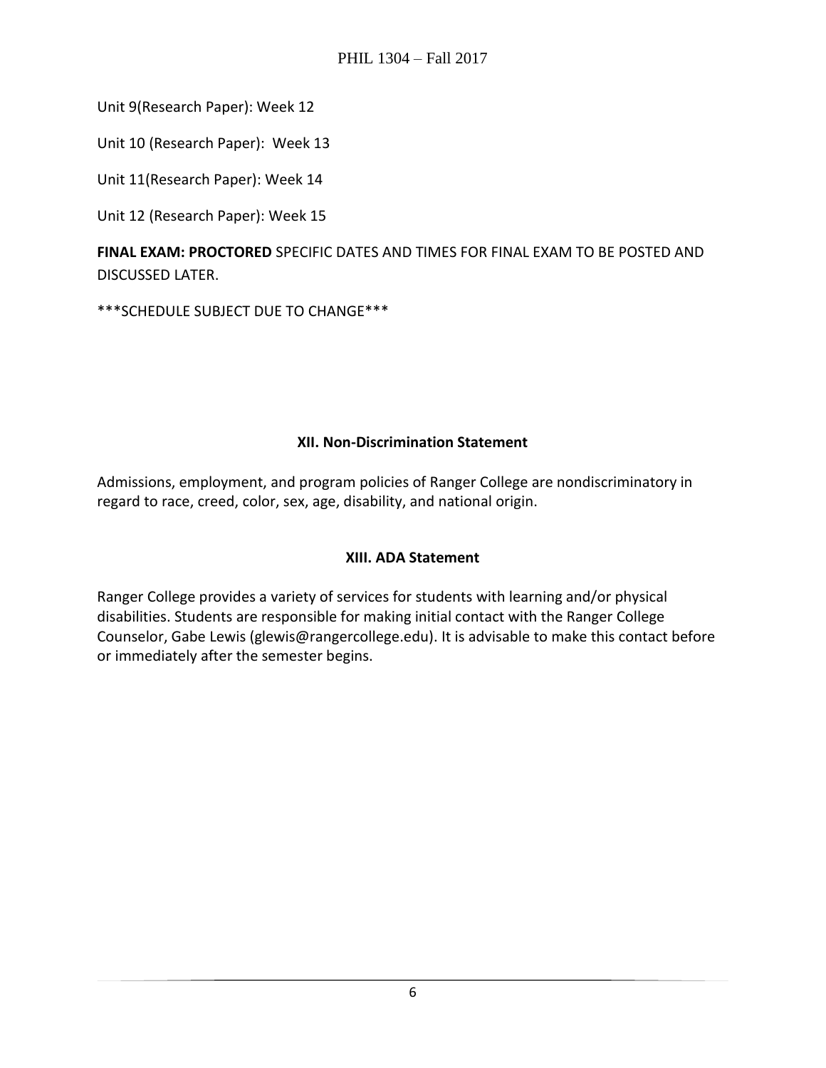Unit 9(Research Paper): Week 12

Unit 10 (Research Paper): Week 13

Unit 11(Research Paper): Week 14

Unit 12 (Research Paper): Week 15

**FINAL EXAM: PROCTORED** SPECIFIC DATES AND TIMES FOR FINAL EXAM TO BE POSTED AND DISCUSSED LATER.

***SCHEDULE SUBJECT DUE TO CHANGE***

## XII. Non-Discrimination Statement

Admissions, employment, and program policies of Ranger College are nondiscriminatory in regard to race, creed, color, sex, age, disability, and national origin.

## XIII. ADA Statement

Ranger College provides a variety of services for students with learning and/or physical disabilities. Students are responsible for making initial contact with the Ranger College Counselor, Gabe Lewis (glewis@rangercollege.edu). It is advisable to make this contact before or immediately after the semester begins.